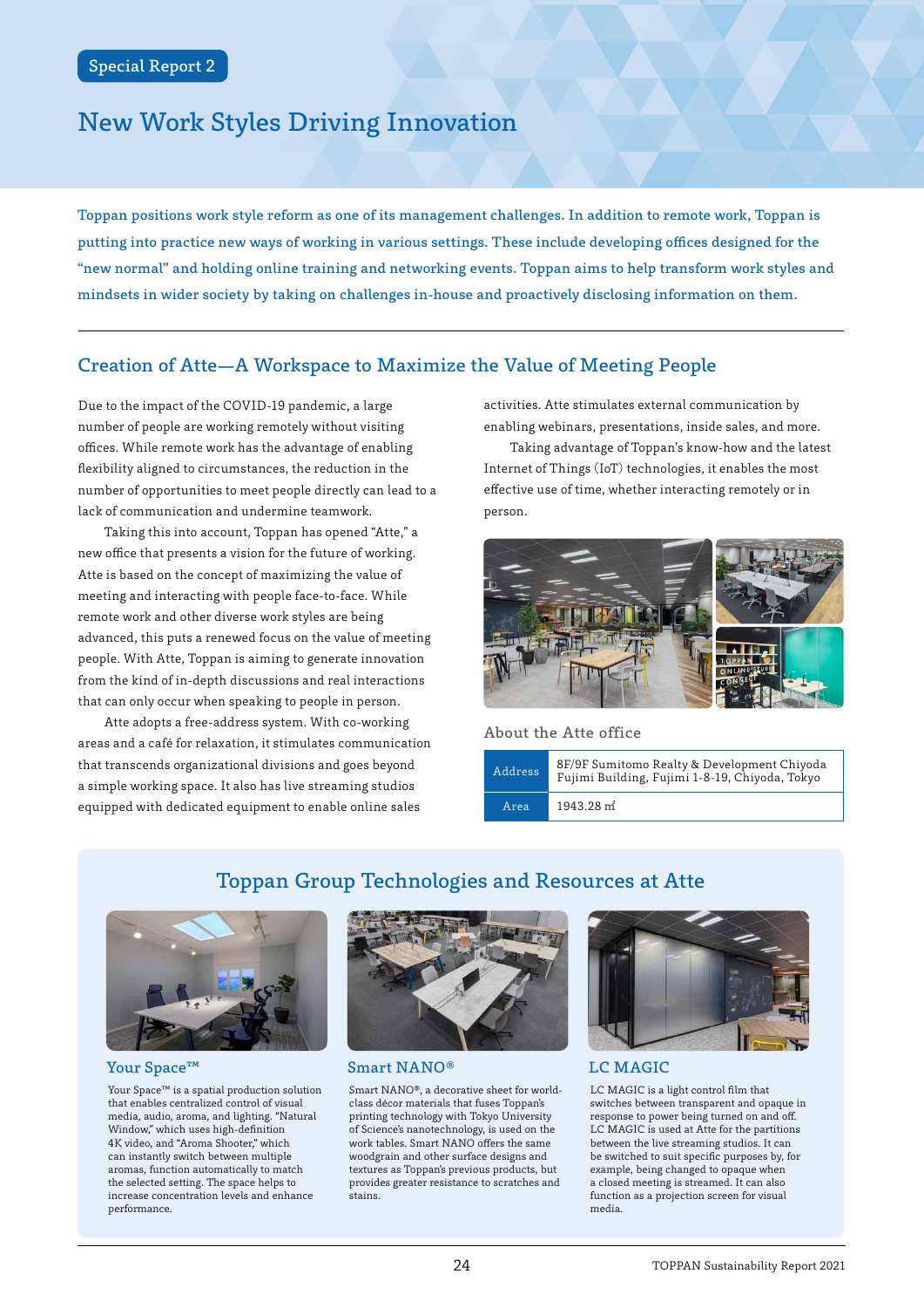Special Report 2

# New Work Styles Driving Innovation

Toppan positions work style reform as one of its management challenges. In addition to remote work, Toppan is putting into practice new ways of working in various settings. These include developing offices designed for the "new normal" and holding online training and networking events. Toppan aims to help transform work styles and mindsets in wider society by taking on challenges in-house and proactively disclosing information on them.

## Creation of Atte—A Workspace to Maximize the Value of Meeting People

Due to the impact of the COVID-19 pandemic, a large number of people are working remotely without visiting offices. While remote work has the advantage of enabling flexibility aligned to circumstances, the reduction in the number of opportunities to meet people directly can lead to a lack of communication and undermine teamwork.

Taking this into account, Toppan has opened "Atte," a new office that presents a vision for the future of working. Atte is based on the concept of maximizing the value of meeting and interacting with people face-to-face. While remote work and other diverse work styles are being advanced, this puts a renewed focus on the value of meeting people. With Atte, Toppan is aiming to generate innovation from the kind of in-depth discussions and real interactions that can only occur when speaking to people in person.

Atte adopts a free-address system. With co-working areas and a café for relaxation, it stimulates communication that transcends organizational divisions and goes beyond a simple working space. It also has live streaming studios equipped with dedicated equipment to enable online sales activities. Atte stimulates external communication by enabling webinars, presentations, inside sales, and more.

Taking advantage of Toppan's know-how and the latest Internet of Things (IoT) technologies, it enables the most effective use of time, whether interacting remotely or in person.

### About the Atte office

| | |
|---|---|
| Address | 8F/9F Sumitomo Realty & Development Chiyoda Fujimi Building, Fujimi 1-8-19, Chiyoda, Tokyo |
| Area | 1943.28 m² |

## Toppan Group Technologies and Resources at Atte

### Your Space™

Your Space™ is a spatial production solution that enables centralized control of visual media, audio, aroma, and lighting. "Natural Window," which uses high-definition 4K video, and "Aroma Shooter," which can instantly switch between multiple aromas, function automatically to match the selected setting. The space helps to increase concentration levels and enhance performance.

### Smart NANO®

Smart NANO®, a decorative sheet for world-class décor materials that fuses Toppan's printing technology with Tokyo University of Science's nanotechnology, is used on the work tables. Smart NANO offers the same woodgrain and other surface designs and textures as Toppan's previous products, but provides greater resistance to scratches and stains.

### LC MAGIC

LC MAGIC is a light control film that switches between transparent and opaque in response to power being turned on and off. LC MAGIC is used at Atte for the partitions between the live streaming studios. It can be switched to suit specific purposes by, for example, being changed to opaque when a closed meeting is streamed. It can also function as a projection screen for visual media.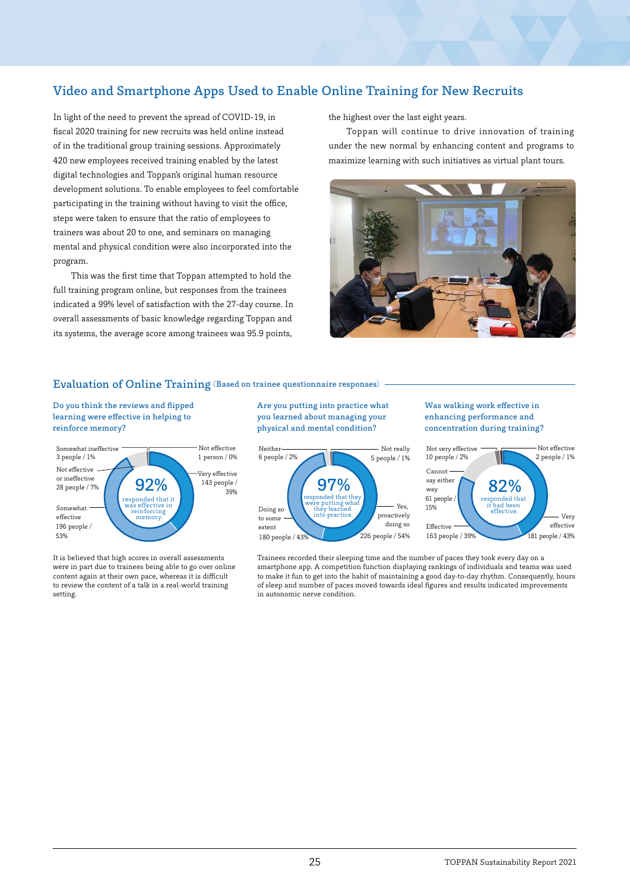## Video and Smartphone Apps Used to Enable Online Training for New Recruits

In light of the need to prevent the spread of COVID-19, in fiscal 2020 training for new recruits was held online instead of in the traditional group training sessions. Approximately 420 new employees received training enabled by the latest digital technologies and Toppan's original human resource development solutions. To enable employees to feel comfortable participating in the training without having to visit the office, steps were taken to ensure that the ratio of employees to trainers was about 20 to one, and seminars on managing mental and physical condition were also incorporated into the program.

This was the first time that Toppan attempted to hold the full training program online, but responses from the trainees indicated a 99% level of satisfaction with the 27-day course. In overall assessments of basic knowledge regarding Toppan and its systems, the average score among trainees was 95.9 points, the highest over the last eight years.

Toppan will continue to drive innovation of training under the new normal by enhancing content and programs to maximize learning with such initiatives as virtual plant tours.

### Evaluation of Online Training (Based on trainee questionnaire responses)

**Do you think the reviews and flipped learning were effective in helping to reinforce memory?**

92% responded that it was effective in reinforcing memory.

| Response | People | % |
|---|---|---|
| Very effective | 143 people | 39% |
| Somewhat effective | 196 people | 53% |
| Not effective or ineffective | 28 people | 7% |
| Somewhat ineffective | 3 people | 1% |
| Not effective | 1 person | 0% |

It is believed that high scores in overall assessments were in part due to trainees being able to go over online content again at their own pace, whereas it is difficult to review the content of a talk in a real-world training setting.

**Are you putting into practice what you learned about managing your physical and mental condition?**

97% responded that they were putting what they learned into practice.

| Response | People | % |
|---|---|---|
| Yes, proactively doing so | 226 people | 54% |
| Doing so to some extent | 180 people | 43% |
| Neither | 6 people | 2% |
| Not really | 5 people | 1% |

**Was walking work effective in enhancing performance and concentration during training?**

82% responded that it had been effective.

| Response | People | % |
|---|---|---|
| Very effective | 181 people | 43% |
| Effective | 163 people | 39% |
| Cannot say either way | 61 people | 15% |
| Not very effective | 10 people | 2% |
| Not effective | 2 people | 1% |

Trainees recorded their sleeping time and the number of paces they took every day on a smartphone app. A competition function displaying rankings of individuals and teams was used to make it fun to get into the habit of maintaining a good day-to-day rhythm. Consequently, hours of sleep and number of paces moved towards ideal figures and results indicated improvements in autonomic nerve condition.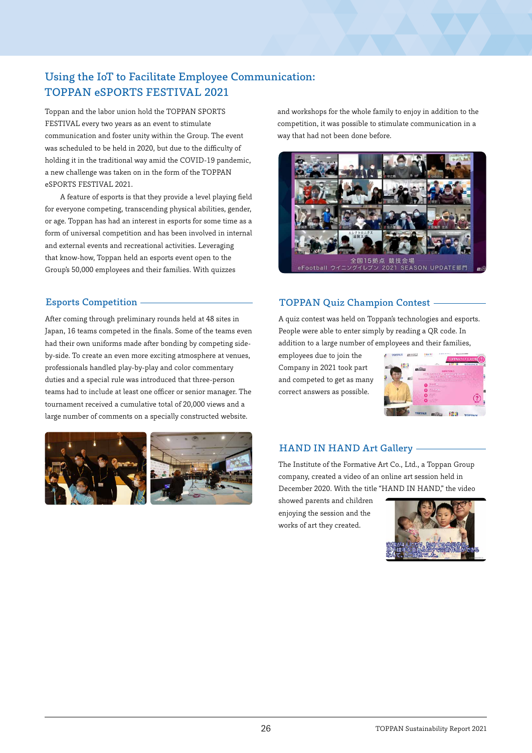## Using the IoT to Facilitate Employee Communication: TOPPAN eSPORTS FESTIVAL 2021

Toppan and the labor union hold the TOPPAN SPORTS FESTIVAL every two years as an event to stimulate communication and foster unity within the Group. The event was scheduled to be held in 2020, but due to the difficulty of holding it in the traditional way amid the COVID-19 pandemic, a new challenge was taken on in the form of the TOPPAN eSPORTS FESTIVAL 2021.

A feature of esports is that they provide a level playing field for everyone competing, transcending physical abilities, gender, or age. Toppan has had an interest in esports for some time as a form of universal competition and has been involved in internal and external events and recreational activities. Leveraging that know-how, Toppan held an esports event open to the Group's 50,000 employees and their families. With quizzes and workshops for the whole family to enjoy in addition to the competition, it was possible to stimulate communication in a way that had not been done before.

### Esports Competition

After coming through preliminary rounds held at 48 sites in Japan, 16 teams competed in the finals. Some of the teams even had their own uniforms made after bonding by competing side-by-side. To create an even more exciting atmosphere at venues, professionals handled play-by-play and color commentary duties and a special rule was introduced that three-person teams had to include at least one officer or senior manager. The tournament received a cumulative total of 20,000 views and a large number of comments on a specially constructed website.

### TOPPAN Quiz Champion Contest

A quiz contest was held on Toppan's technologies and esports. People were able to enter simply by reading a QR code. In addition to a large number of employees and their families, employees due to join the Company in 2021 took part and competed to get as many correct answers as possible.

### HAND IN HAND Art Gallery

The Institute of the Formative Art Co., Ltd., a Toppan Group company, created a video of an online art session held in December 2020. With the title "HAND IN HAND," the video showed parents and children enjoying the session and the works of art they created.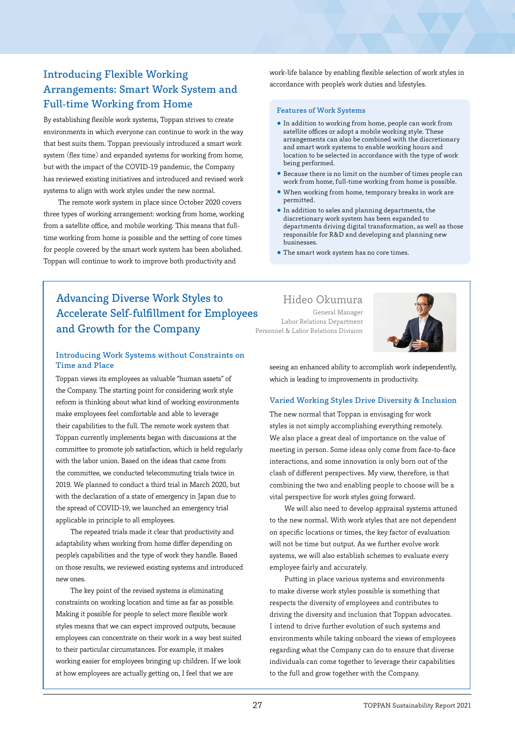## Introducing Flexible Working Arrangements: Smart Work System and Full-time Working from Home

By establishing flexible work systems, Toppan strives to create environments in which everyone can continue to work in the way that best suits them. Toppan previously introduced a smart work system (flex time) and expanded systems for working from home, but with the impact of the COVID-19 pandemic, the Company has reviewed existing initiatives and introduced and revised work systems to align with work styles under the new normal.

The remote work system in place since October 2020 covers three types of working arrangement: working from home, working from a satellite office, and mobile working. This means that full-time working from home is possible and the setting of core times for people covered by the smart work system has been abolished. Toppan will continue to work to improve both productivity and work-life balance by enabling flexible selection of work styles in accordance with people's work duties and lifestyles.

### Features of Work Systems

- In addition to working from home, people can work from satellite offices or adopt a mobile working style. These arrangements can also be combined with the discretionary and smart work systems to enable working hours and location to be selected in accordance with the type of work being performed.
- Because there is no limit on the number of times people can work from home, full-time working from home is possible.
- When working from home, temporary breaks in work are permitted.
- In addition to sales and planning departments, the discretionary work system has been expanded to departments driving digital transformation, as well as those responsible for R&D and developing and planning new businesses.
- The smart work system has no core times.

## Advancing Diverse Work Styles to Accelerate Self-fulfillment for Employees and Growth for the Company

Hideo Okumura
General Manager
Labor Relations Department
Personnel & Labor Relations Division

### Introducing Work Systems without Constraints on Time and Place

Toppan views its employees as valuable "human assets" of the Company. The starting point for considering work style reform is thinking about what kind of working environments make employees feel comfortable and able to leverage their capabilities to the full. The remote work system that Toppan currently implements began with discussions at the committee to promote job satisfaction, which is held regularly with the labor union. Based on the ideas that came from the committee, we conducted telecommuting trials twice in 2019. We planned to conduct a third trial in March 2020, but with the declaration of a state of emergency in Japan due to the spread of COVID-19, we launched an emergency trial applicable in principle to all employees.

The repeated trials made it clear that productivity and adaptability when working from home differ depending on people's capabilities and the type of work they handle. Based on those results, we reviewed existing systems and introduced new ones.

The key point of the revised systems is eliminating constraints on working location and time as far as possible. Making it possible for people to select more flexible work styles means that we can expect improved outputs, because employees can concentrate on their work in a way best suited to their particular circumstances. For example, it makes working easier for employees bringing up children. If we look at how employees are actually getting on, I feel that we are seeing an enhanced ability to accomplish work independently, which is leading to improvements in productivity.

### Varied Working Styles Drive Diversity & Inclusion

The new normal that Toppan is envisaging for work styles is not simply accomplishing everything remotely. We also place a great deal of importance on the value of meeting in person. Some ideas only come from face-to-face interactions, and some innovation is only born out of the clash of different perspectives. My view, therefore, is that combining the two and enabling people to choose will be a vital perspective for work styles going forward.

We will also need to develop appraisal systems attuned to the new normal. With work styles that are not dependent on specific locations or times, the key factor of evaluation will not be time but output. As we further evolve work systems, we will also establish schemes to evaluate every employee fairly and accurately.

Putting in place various systems and environments to make diverse work styles possible is something that respects the diversity of employees and contributes to driving the diversity and inclusion that Toppan advocates. I intend to drive further evolution of such systems and environments while taking onboard the views of employees regarding what the Company can do to ensure that diverse individuals can come together to leverage their capabilities to the full and grow together with the Company.